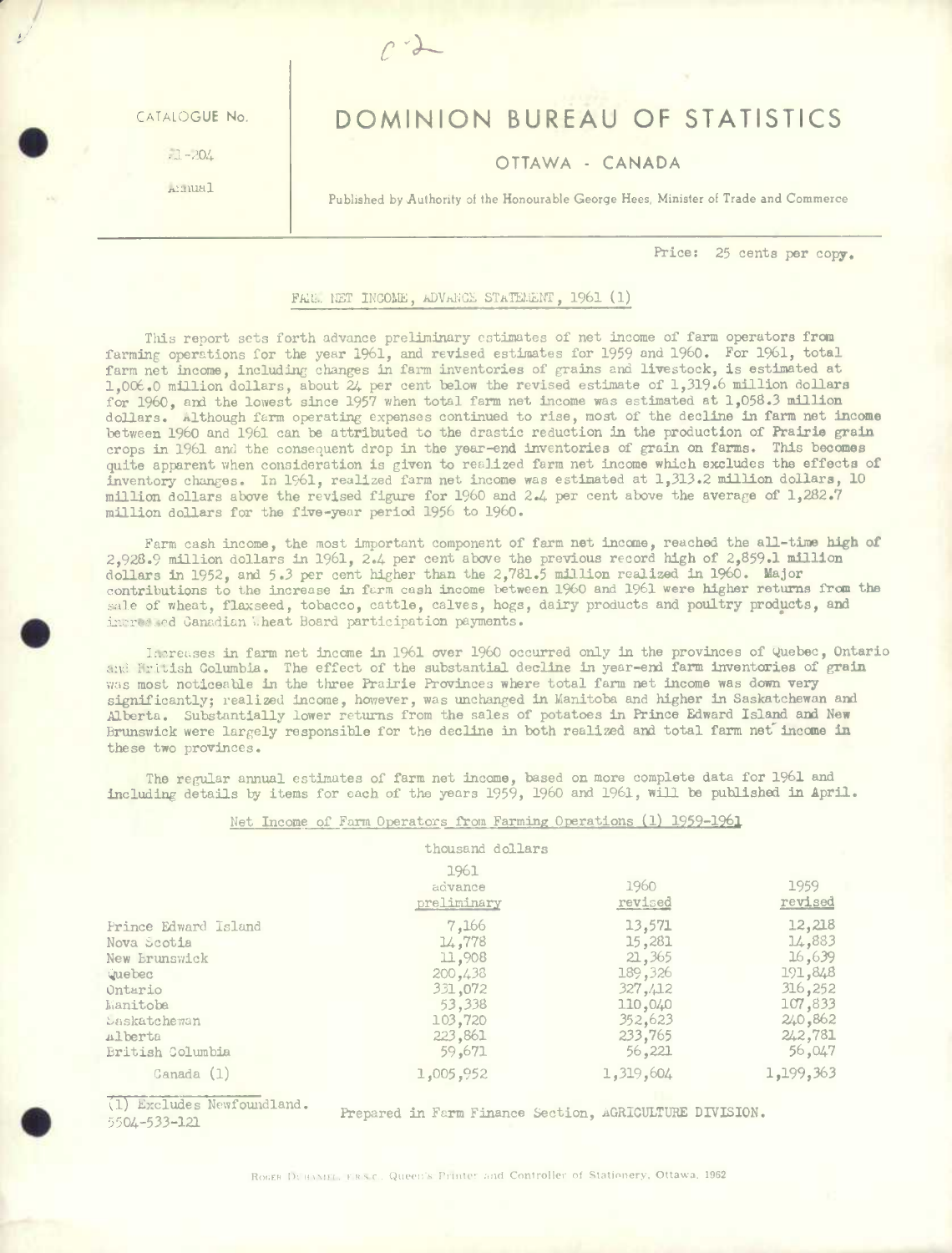CATALOGUE No.

21-204

Annual

# DOMINION BUREAU OF STATISTICS

## OTTAWA - CANADA

Published by Authority of the Honourable George Hees, Minister of Trade and Commerce

Price: 25 cents per copy.

### FARM NET INCOME, ADVANCE STATEMENT, 1961 (1)

This report sets forth advance preliminary estimates of net income of farm operators from farming operations for the year 1961, and revised estimates for 1959 and 1960. For 1961, total farm net income, including changes in farm inventories of grains and livestock, is estimated at 1,006.0 million dollars, about 24 per cent below the revised estimate of 1,319.6 million dollars for 1960, and the lowest since 1957 when total farm net income was estimated at 1,058.3 million dollars. Although farm operating expenses continued to rise, most of the decline in farm net income between 1960 and 1961 can be attributed to the drastic reduction in the production of Prairie grain crops in 1961 and the consequent drop in the year-end inventories of grain on farms. This becomes quite apparent when consideration is given to realized farm net income which excludes the effects of inventory changes. In 1961, realized farm net income was estimated at 1,313.2 million dollars, 10 million dollars above the revised figure for 1960 and 2.4 per cent above the average of 1,282.7 million dollars for the five-year period 1956 to 1960.

Farm cash income, the most important component of farm net income, reached the all-time high of 2,928.9 million dollars in 1961, 2.4 per cent above the previous record high of 2,859.1 million dollars in 1952, and 5.3 per cent higher than the 2,781.5 million realized in 1960. Major contributions to the increase in farm cash income between 1960 and 1961 were higher returns from the sale of wheat, flaxseed, tobacco, cattle, calves, hogs, dairy products and poultry products, and increased Canadian Wheat Board participation payments.

Increases in farm net income in 1961 over 1960 occurred only in the provinces of Quebec, Ontario and British Columbia. The effect of the substantial decline in year-end farm inventories of grain was most noticeable in the three Prairie Provinces where total farm net income was down very significantly; realized income, however, was unchanged in Manitoba and higher in Saskatchewan and Alberta. Substantially lower returns from the sales of potatoes in Prince Edward Island and New Brunswick were largely responsible for the decline in both realized and total farm net income in these two provinces.

The regular annual estimates of farm net income, based on more complete data for 1961 and including details by items for each of the years 1959, 1960 and 1961, will be published in April.

Net Income of Farm Operators from Farming Operations (1) 1959-1961

| | thousand dollars | | |
|---|---|---|---|
| | 1961 advance preliminary | 1960 revised | 1959 revised |
| Prince Edward Island | 7,166 | 13,571 | 12,218 |
| Nova Scotia | 14,778 | 15,281 | 14,883 |
| New Brunswick | 11,908 | 21,365 | 16,639 |
| Quebec | 200,438 | 189,326 | 191,848 |
| Ontario | 331,072 | 327,412 | 316,252 |
| Manitoba | 53,338 | 110,040 | 107,833 |
| Saskatchewan | 103,720 | 352,623 | 240,862 |
| Alberta | 223,861 | 233,765 | 242,781 |
| British Columbia | 59,671 | 56,221 | 56,047 |
| Canada (1) | 1,005,952 | 1,319,604 | 1,199,363 |

(1) Excludes Newfoundland.

5504-533-121

Prepared in Farm Finance Section, AGRICULTURE DIVISION.

Roger Duhamel, F.R.S.C., Queen's Printer and Controller of Stationery, Ottawa, 1962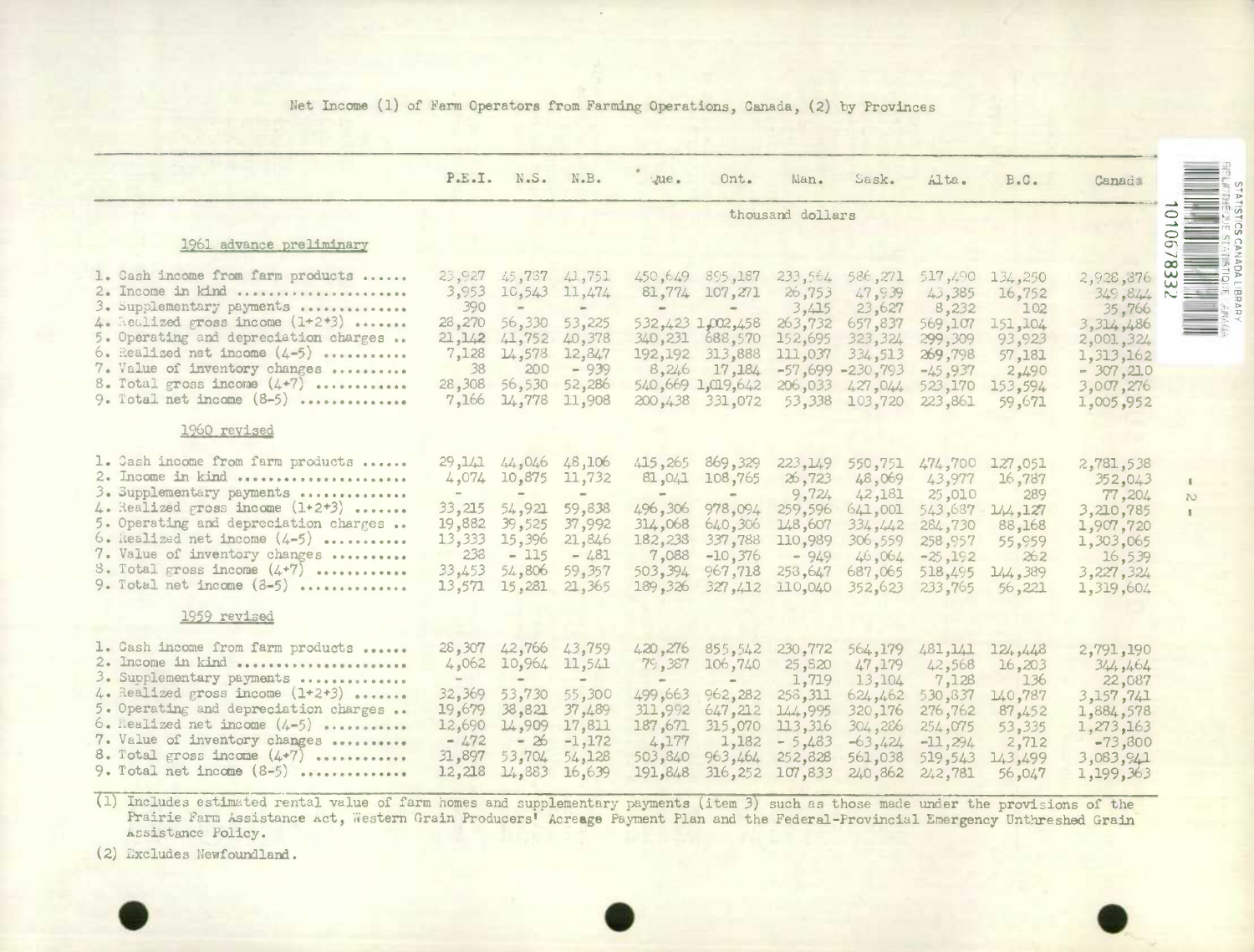Net Income (1) of Farm Operators from Farming Operations, Canada, (2) by Provinces

| | P.E.I. | N.S. | N.B. | Que. | Ont. | Man. | Sask. | Alta. | B.C. | Canada |
|---|---|---|---|---|---|---|---|---|---|---|
| | thousand dollars | | | | | | | | | |
| 1961 advance preliminary | | | | | | | | | | |
| 1. Cash income from farm products ...... | 23,927 | 45,787 | 41,751 | 450,649 | 895,187 | 233,564 | 586,271 | 517,490 | 134,250 | 2,928,876 |
| 2. Income in kind ...................... | 3,953 | 10,543 | 11,474 | 81,774 | 107,271 | 26,753 | 47,939 | 43,385 | 16,752 | 349,844 |
| 3. Supplementary payments .............. | 390 | - | - | - | - | 3,415 | 23,627 | 8,232 | 102 | 35,766 |
| 4. Realized gross income (1+2+3) ....... | 28,270 | 56,330 | 53,225 | 532,423 | 1,002,458 | 263,732 | 657,837 | 569,107 | 151,104 | 3,314,486 |
| 5. Operating and depreciation charges .. | 21,142 | 41,752 | 40,378 | 340,231 | 688,570 | 152,695 | 323,324 | 299,309 | 93,923 | 2,001,324 |
| 6. Realized net income (4-5) ........... | 7,128 | 14,578 | 12,847 | 192,192 | 313,888 | 111,037 | 334,513 | 269,798 | 57,181 | 1,313,162 |
| 7. Value of inventory changes .......... | 38 | 200 | - 939 | 8,246 | 17,184 | -57,699 | -230,793 | -45,937 | 2,490 | - 307,210 |
| 8. Total gross income (4+7) ............ | 28,308 | 56,530 | 52,286 | 540,669 | 1,019,642 | 206,033 | 427,044 | 523,170 | 153,594 | 3,007,276 |
| 9. Total net income (8-5) .............. | 7,166 | 14,778 | 11,908 | 200,438 | 331,072 | 53,338 | 103,720 | 223,861 | 59,671 | 1,005,952 |
| 1960 revised | | | | | | | | | | |
| 1. Cash income from farm products ...... | 29,141 | 44,046 | 48,106 | 415,265 | 869,329 | 223,149 | 550,751 | 474,700 | 127,051 | 2,781,538 |
| 2. Income in kind ...................... | 4,074 | 10,875 | 11,732 | 81,041 | 108,765 | 26,723 | 48,069 | 43,977 | 16,787 | 352,043 |
| 3. Supplementary payments .............. | - | - | - | - | - | 9,724 | 42,181 | 25,010 | 289 | 77,204 |
| 4. Realized gross income (1+2+3) ....... | 33,215 | 54,921 | 59,838 | 496,306 | 978,094 | 259,596 | 641,001 | 543,687 | 144,127 | 3,210,785 |
| 5. Operating and depreciation charges .. | 19,882 | 39,525 | 37,992 | 314,068 | 640,306 | 148,607 | 334,442 | 284,730 | 88,168 | 1,907,720 |
| 6. Realized net income (4-5) ........... | 13,333 | 15,396 | 21,846 | 182,238 | 337,788 | 110,989 | 306,559 | 258,957 | 55,959 | 1,303,065 |
| 7. Value of inventory changes .......... | 238 | - 115 | - 481 | 7,088 | -10,376 | - 949 | 46,064 | -25,192 | 262 | 16,539 |
| 8. Total gross income (4+7) ............ | 33,453 | 54,806 | 59,357 | 503,394 | 967,718 | 258,647 | 687,065 | 518,495 | 144,389 | 3,227,324 |
| 9. Total net income (8-5) .............. | 13,571 | 15,281 | 21,365 | 189,326 | 327,412 | 110,040 | 352,623 | 233,765 | 56,221 | 1,319,604 |
| 1959 revised | | | | | | | | | | |
| 1. Cash income from farm products ...... | 28,307 | 42,766 | 43,759 | 420,276 | 855,542 | 230,772 | 564,179 | 481,141 | 124,448 | 2,791,190 |
| 2. Income in kind ...................... | 4,062 | 10,964 | 11,541 | 79,387 | 106,740 | 25,820 | 47,179 | 42,568 | 16,203 | 344,464 |
| 3. Supplementary payments .............. | - | - | - | - | - | 1,719 | 13,104 | 7,128 | 136 | 22,087 |
| 4. Realized gross income (1+2+3) ....... | 32,369 | 53,730 | 55,300 | 499,663 | 962,282 | 258,311 | 624,462 | 530,837 | 140,787 | 3,157,741 |
| 5. Operating and depreciation charges .. | 19,679 | 38,821 | 37,489 | 311,992 | 647,212 | 144,995 | 320,176 | 276,762 | 87,452 | 1,884,578 |
| 6. Realized net income (4-5) ........... | 12,690 | 14,909 | 17,811 | 187,671 | 315,070 | 113,316 | 304,286 | 254,075 | 53,335 | 1,273,163 |
| 7. Value of inventory changes .......... | - 472 | - 26 | -1,172 | 4,177 | 1,182 | - 5,483 | -63,424 | -11,294 | 2,712 | -73,800 |
| 8. Total gross income (4+7) ............ | 31,897 | 53,704 | 54,128 | 503,840 | 963,464 | 252,828 | 561,038 | 519,543 | 143,499 | 3,083,941 |
| 9. Total net income (8-5) .............. | 12,218 | 14,883 | 16,639 | 191,848 | 316,252 | 107,833 | 240,862 | 242,781 | 56,047 | 1,199,363 |

(1) Includes estimated rental value of farm homes and supplementary payments (item 3) such as those made under the provisions of the Prairie Farm Assistance Act, Western Grain Producers' Acreage Payment Plan and the Federal-Provincial Emergency Unthreshed Grain Assistance Policy.

(2) Excludes Newfoundland.